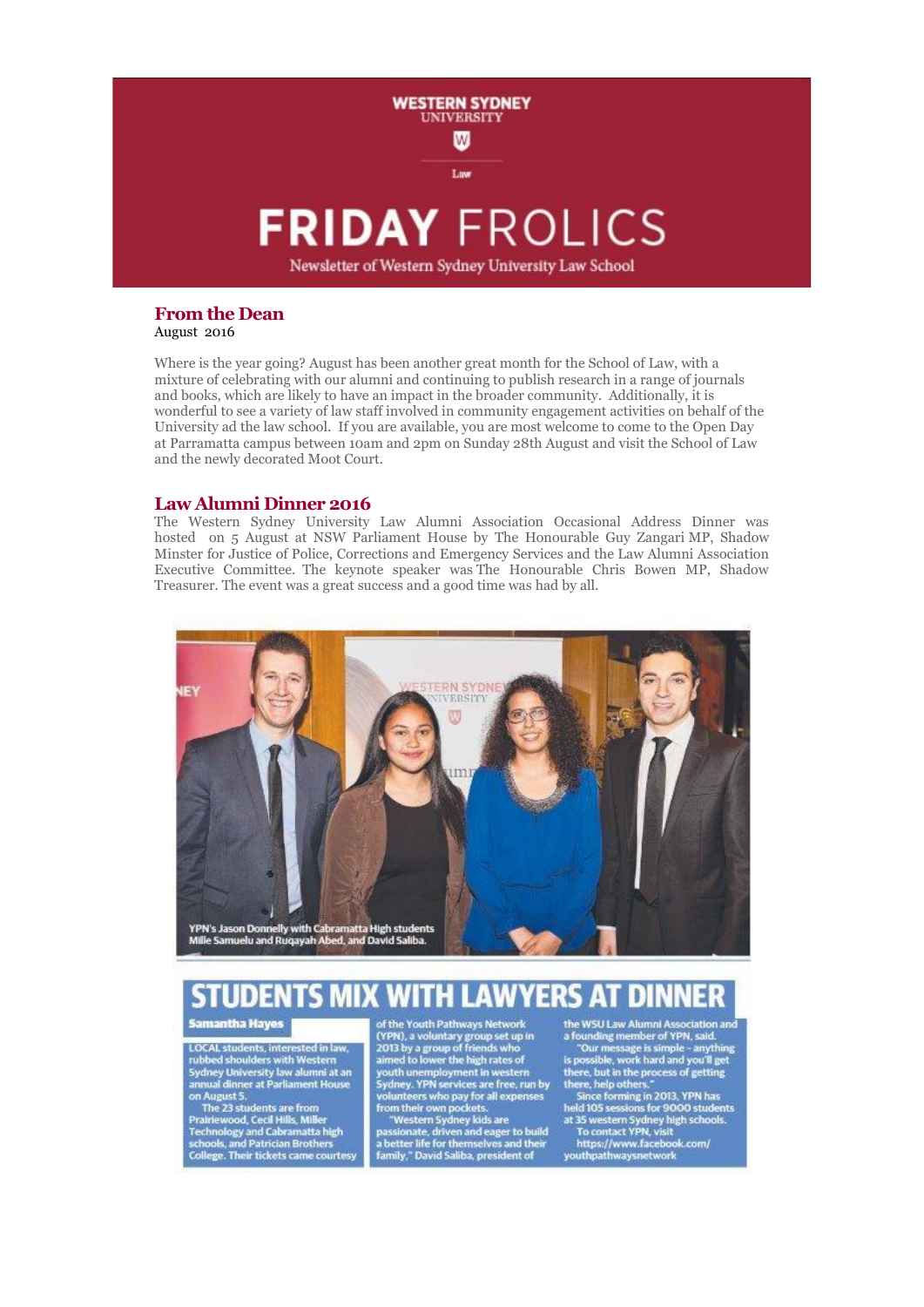# FRIDAY FROLICS

Newsletter of Western Sydney University Law School

## From the Dean

August 2016

Where is the year going? August has been another great month for the School of Law, with a mixture of celebrating with our alumni and continuing to publish research in a range of journals and books, which are likely to have an impact in the broader community. Additionally, it is wonderful to see a variety of law staff involved in community engagement activities on behalf of the University ad the law school. If you are available, you are most welcome to come to the Open Day at Parramatta campus between 10am and 2pm on Sunday 28th August and visit the School of Law and the newly decorated Moot Court.

## Law Alumni Dinner 2016

The Western Sydney University Law Alumni Association Occasional Address Dinner was hosted on 5 August at NSW Parliament House by The Honourable Guy Zangari MP, Shadow Minster for Justice of Police, Corrections and Emergency Services and the Law Alumni Association Executive Committee. The keynote speaker was The Honourable Chris Bowen MP, Shadow Treasurer. The event was a great success and a good time was had by all.

YPN's Jason Donnelly with Cabramatta High students Mille Samuelu and Ruqayah Abed, and David Saliba.

## STUDENTS MIX WITH LAWYERS AT DINNER

**Samantha Hayes**

LOCAL students, interested in law, rubbed shoulders with Western Sydney University law alumni at an annual dinner at Parliament House on August 5.

The 23 students are from Prairiewood, Cecil Hills, Miller Technology and Cabramatta high schools, and Patrician Brothers College. Their tickets came courtesy of the Youth Pathways Network (YPN), a voluntary group set up in 2013 by a group of friends who aimed to lower the high rates of youth unemployment in western Sydney. YPN services are free, run by volunteers who pay for all expenses from their own pockets.

"Western Sydney kids are passionate, driven and eager to build a better life for themselves and their family," David Saliba, president of the WSU Law Alumni Association and a founding member of YPN, said.

"Our message is simple - anything is possible, work hard and you'll get there, but in the process of getting there, help others."

Since forming in 2013, YPN has held 105 sessions for 9000 students at 35 western Sydney high schools.

To contact YPN, visit https://www.facebook.com/youthpathwaysnetwork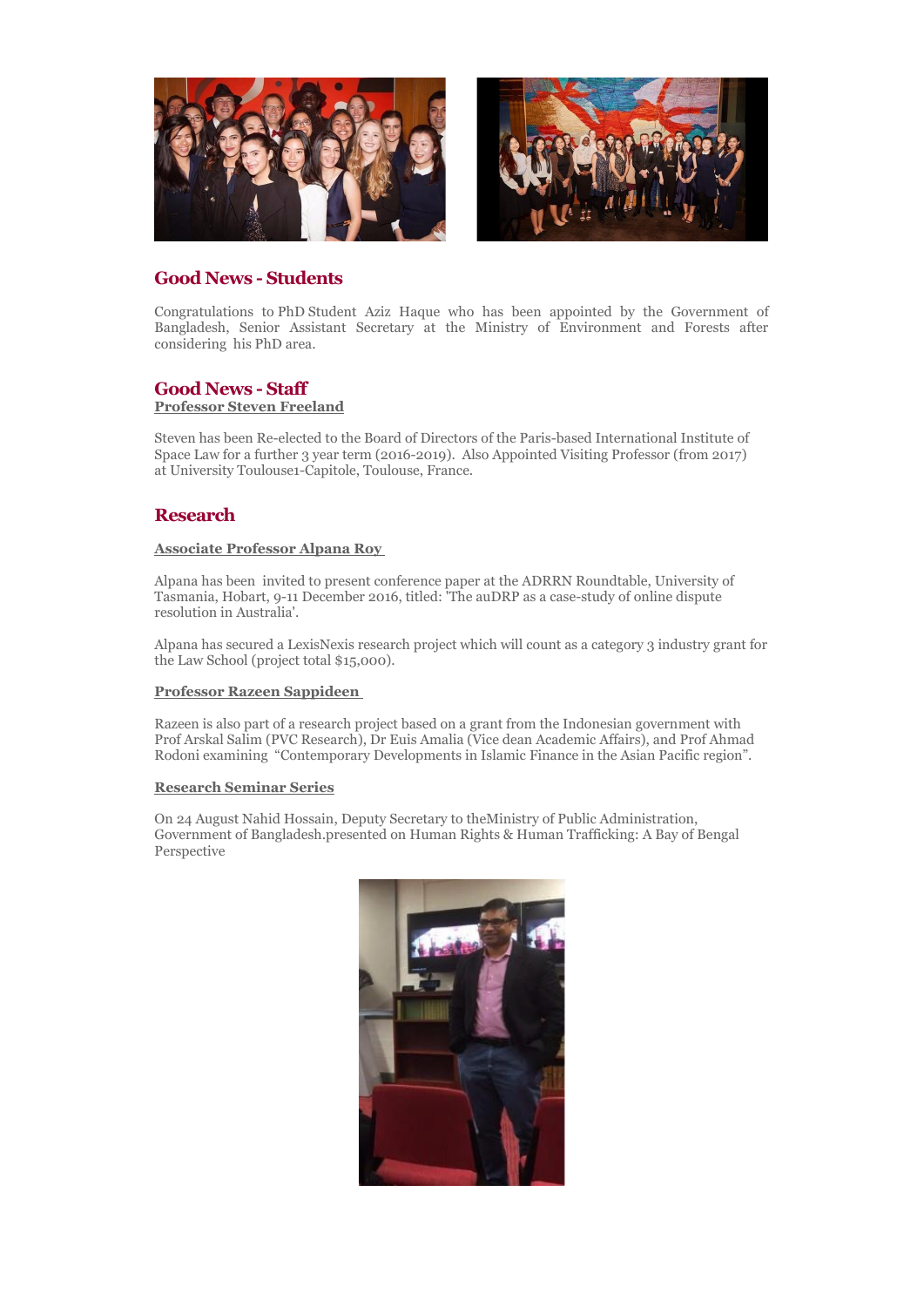## Good News - Students

Congratulations to PhD Student Aziz Haque who has been appointed by the Government of Bangladesh, Senior Assistant Secretary at the Ministry of Environment and Forests after considering his PhD area.

## Good News - Staff

**Professor Steven Freeland**

Steven has been Re-elected to the Board of Directors of the Paris-based International Institute of Space Law for a further 3 year term (2016-2019). Also Appointed Visiting Professor (from 2017) at University Toulouse1-Capitole, Toulouse, France.

## Research

**Associate Professor Alpana Roy**

Alpana has been invited to present conference paper at the ADRRN Roundtable, University of Tasmania, Hobart, 9-11 December 2016, titled: 'The auDRP as a case-study of online dispute resolution in Australia'.

Alpana has secured a LexisNexis research project which will count as a category 3 industry grant for the Law School (project total $15,000).

**Professor Razeen Sappideen**

Razeen is also part of a research project based on a grant from the Indonesian government with Prof Arskal Salim (PVC Research), Dr Euis Amalia (Vice dean Academic Affairs), and Prof Ahmad Rodoni examining "Contemporary Developments in Islamic Finance in the Asian Pacific region".

**Research Seminar Series**

On 24 August Nahid Hossain, Deputy Secretary to theMinistry of Public Administration, Government of Bangladesh.presented on Human Rights & Human Trafficking: A Bay of Bengal Perspective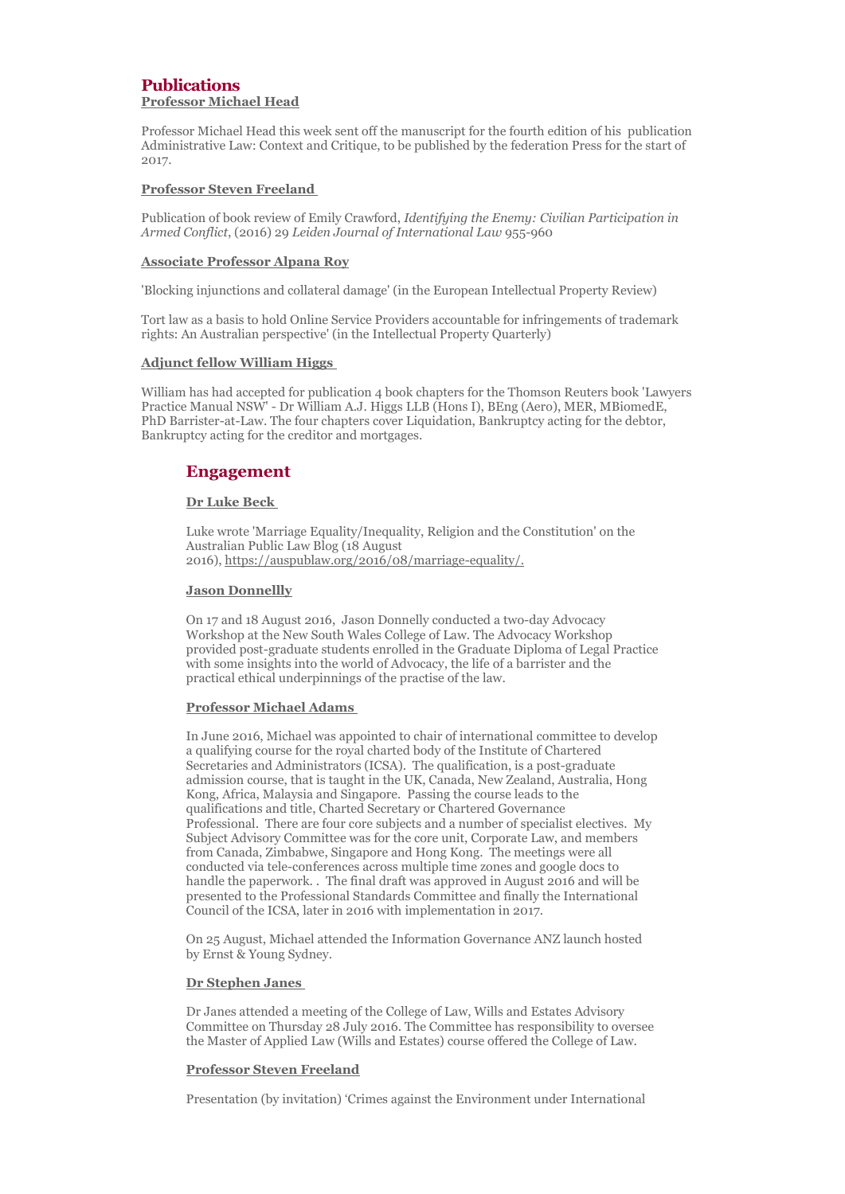## Publications

### Professor Michael Head

Professor Michael Head this week sent off the manuscript for the fourth edition of his publication Administrative Law: Context and Critique, to be published by the federation Press for the start of 2017.

### Professor Steven Freeland

Publication of book review of Emily Crawford, *Identifying the Enemy: Civilian Participation in Armed Conflict*, (2016) 29 *Leiden Journal of International Law* 955-960

### Associate Professor Alpana Roy

'Blocking injunctions and collateral damage' (in the European Intellectual Property Review)

Tort law as a basis to hold Online Service Providers accountable for infringements of trademark rights: An Australian perspective' (in the Intellectual Property Quarterly)

### Adjunct fellow William Higgs

William has had accepted for publication 4 book chapters for the Thomson Reuters book 'Lawyers Practice Manual NSW' - Dr William A.J. Higgs LLB (Hons I), BEng (Aero), MER, MBiomedE, PhD Barrister-at-Law. The four chapters cover Liquidation, Bankruptcy acting for the debtor, Bankruptcy acting for the creditor and mortgages.

## Engagement

### Dr Luke Beck

Luke wrote 'Marriage Equality/Inequality, Religion and the Constitution' on the Australian Public Law Blog (18 August 2016), https://auspublaw.org/2016/08/marriage-equality/.

### Jason Donnellly

On 17 and 18 August 2016, Jason Donnelly conducted a two-day Advocacy Workshop at the New South Wales College of Law. The Advocacy Workshop provided post-graduate students enrolled in the Graduate Diploma of Legal Practice with some insights into the world of Advocacy, the life of a barrister and the practical ethical underpinnings of the practise of the law.

### Professor Michael Adams

In June 2016, Michael was appointed to chair of international committee to develop a qualifying course for the royal charted body of the Institute of Chartered Secretaries and Administrators (ICSA). The qualification, is a post-graduate admission course, that is taught in the UK, Canada, New Zealand, Australia, Hong Kong, Africa, Malaysia and Singapore. Passing the course leads to the qualifications and title, Charted Secretary or Chartered Governance Professional. There are four core subjects and a number of specialist electives. My Subject Advisory Committee was for the core unit, Corporate Law, and members from Canada, Zimbabwe, Singapore and Hong Kong. The meetings were all conducted via tele-conferences across multiple time zones and google docs to handle the paperwork. . The final draft was approved in August 2016 and will be presented to the Professional Standards Committee and finally the International Council of the ICSA, later in 2016 with implementation in 2017.

On 25 August, Michael attended the Information Governance ANZ launch hosted by Ernst & Young Sydney.

### Dr Stephen Janes

Dr Janes attended a meeting of the College of Law, Wills and Estates Advisory Committee on Thursday 28 July 2016. The Committee has responsibility to oversee the Master of Applied Law (Wills and Estates) course offered the College of Law.

### Professor Steven Freeland

Presentation (by invitation) 'Crimes against the Environment under International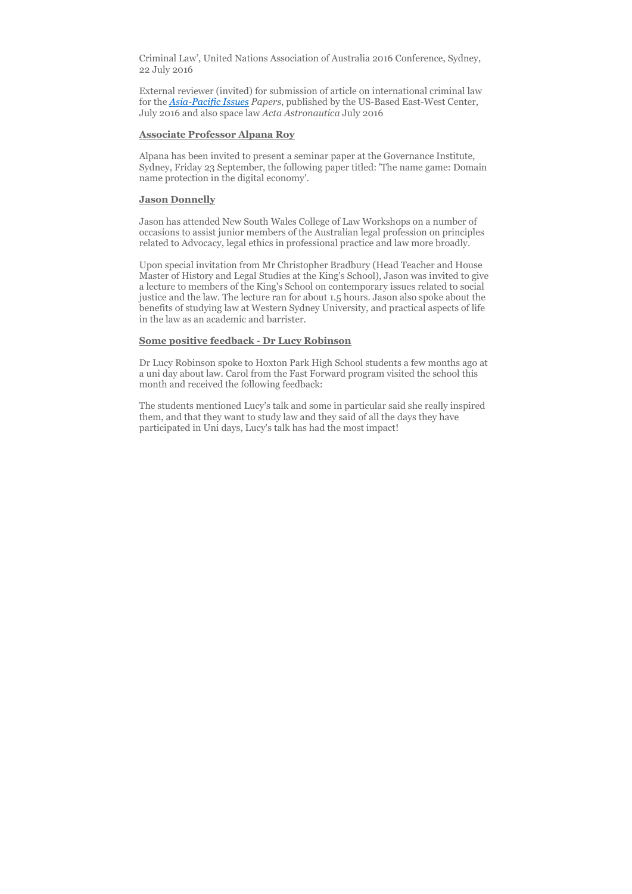Criminal Law', United Nations Association of Australia 2016 Conference, Sydney, 22 July 2016

External reviewer (invited) for submission of article on international criminal law for the *Asia-Pacific Issues Papers*, published by the US-Based East-West Center, July 2016 and also space law *Acta Astronautica* July 2016

**Associate Professor Alpana Roy**

Alpana has been invited to present a seminar paper at the Governance Institute, Sydney, Friday 23 September, the following paper titled: 'The name game: Domain name protection in the digital economy'.

**Jason Donnelly**

Jason has attended New South Wales College of Law Workshops on a number of occasions to assist junior members of the Australian legal profession on principles related to Advocacy, legal ethics in professional practice and law more broadly.

Upon special invitation from Mr Christopher Bradbury (Head Teacher and House Master of History and Legal Studies at the King's School), Jason was invited to give a lecture to members of the King's School on contemporary issues related to social justice and the law. The lecture ran for about 1.5 hours. Jason also spoke about the benefits of studying law at Western Sydney University, and practical aspects of life in the law as an academic and barrister.

**Some positive feedback - Dr Lucy Robinson**

Dr Lucy Robinson spoke to Hoxton Park High School students a few months ago at a uni day about law. Carol from the Fast Forward program visited the school this month and received the following feedback:

The students mentioned Lucy's talk and some in particular said she really inspired them, and that they want to study law and they said of all the days they have participated in Uni days, Lucy's talk has had the most impact!